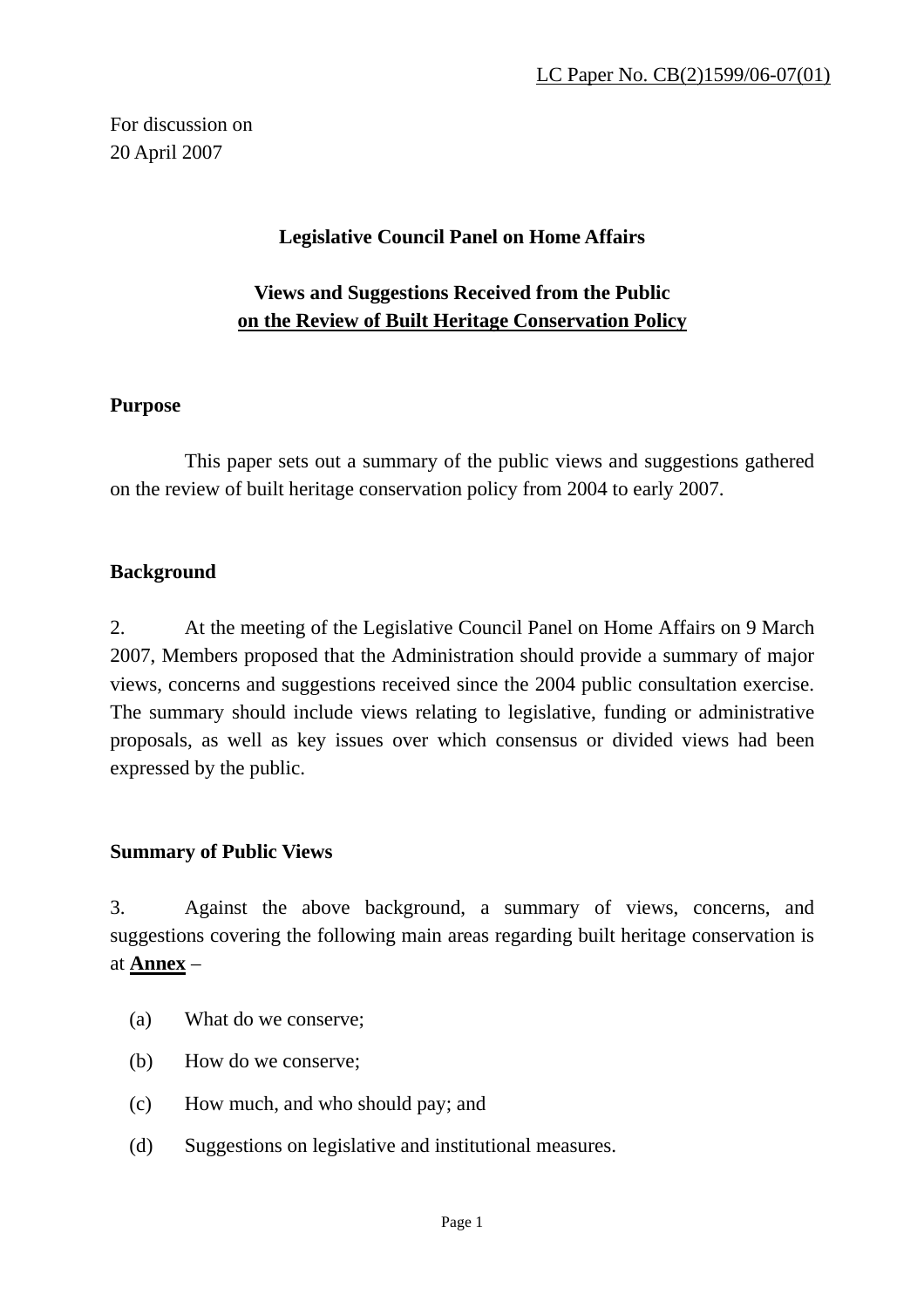LC Paper No. CB(2)1599/06-07(01)

For discussion on
20 April 2007

**Legislative Council Panel on Home Affairs**

**Views and Suggestions Received from the Public**
**on the Review of Built Heritage Conservation Policy**

**Purpose**

This paper sets out a summary of the public views and suggestions gathered on the review of built heritage conservation policy from 2004 to early 2007.

**Background**

2. At the meeting of the Legislative Council Panel on Home Affairs on 9 March 2007, Members proposed that the Administration should provide a summary of major views, concerns and suggestions received since the 2004 public consultation exercise. The summary should include views relating to legislative, funding or administrative proposals, as well as key issues over which consensus or divided views had been expressed by the public.

**Summary of Public Views**

3. Against the above background, a summary of views, concerns, and suggestions covering the following main areas regarding built heritage conservation is at **Annex** –

(a) What do we conserve;

(b) How do we conserve;

(c) How much, and who should pay; and

(d) Suggestions on legislative and institutional measures.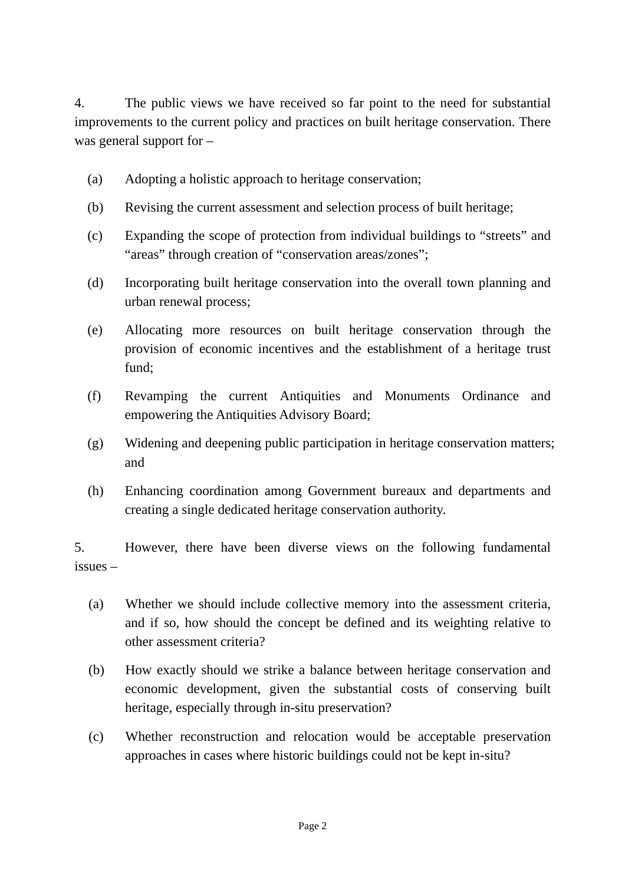4. The public views we have received so far point to the need for substantial improvements to the current policy and practices on built heritage conservation. There was general support for –

(a) Adopting a holistic approach to heritage conservation;

(b) Revising the current assessment and selection process of built heritage;

(c) Expanding the scope of protection from individual buildings to "streets" and "areas" through creation of "conservation areas/zones";

(d) Incorporating built heritage conservation into the overall town planning and urban renewal process;

(e) Allocating more resources on built heritage conservation through the provision of economic incentives and the establishment of a heritage trust fund;

(f) Revamping the current Antiquities and Monuments Ordinance and empowering the Antiquities Advisory Board;

(g) Widening and deepening public participation in heritage conservation matters; and

(h) Enhancing coordination among Government bureaux and departments and creating a single dedicated heritage conservation authority.

5. However, there have been diverse views on the following fundamental issues –

(a) Whether we should include collective memory into the assessment criteria, and if so, how should the concept be defined and its weighting relative to other assessment criteria?

(b) How exactly should we strike a balance between heritage conservation and economic development, given the substantial costs of conserving built heritage, especially through in-situ preservation?

(c) Whether reconstruction and relocation would be acceptable preservation approaches in cases where historic buildings could not be kept in-situ?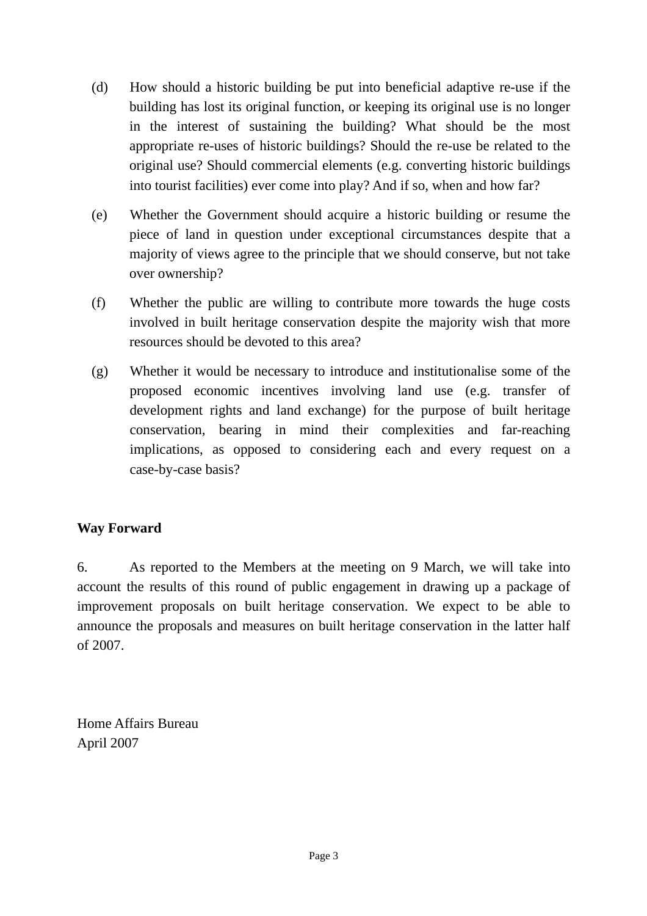(d) How should a historic building be put into beneficial adaptive re-use if the building has lost its original function, or keeping its original use is no longer in the interest of sustaining the building? What should be the most appropriate re-uses of historic buildings? Should the re-use be related to the original use? Should commercial elements (e.g. converting historic buildings into tourist facilities) ever come into play? And if so, when and how far?

(e) Whether the Government should acquire a historic building or resume the piece of land in question under exceptional circumstances despite that a majority of views agree to the principle that we should conserve, but not take over ownership?

(f) Whether the public are willing to contribute more towards the huge costs involved in built heritage conservation despite the majority wish that more resources should be devoted to this area?

(g) Whether it would be necessary to introduce and institutionalise some of the proposed economic incentives involving land use (e.g. transfer of development rights and land exchange) for the purpose of built heritage conservation, bearing in mind their complexities and far-reaching implications, as opposed to considering each and every request on a case-by-case basis?

**Way Forward**

6. As reported to the Members at the meeting on 9 March, we will take into account the results of this round of public engagement in drawing up a package of improvement proposals on built heritage conservation. We expect to be able to announce the proposals and measures on built heritage conservation in the latter half of 2007.

Home Affairs Bureau
April 2007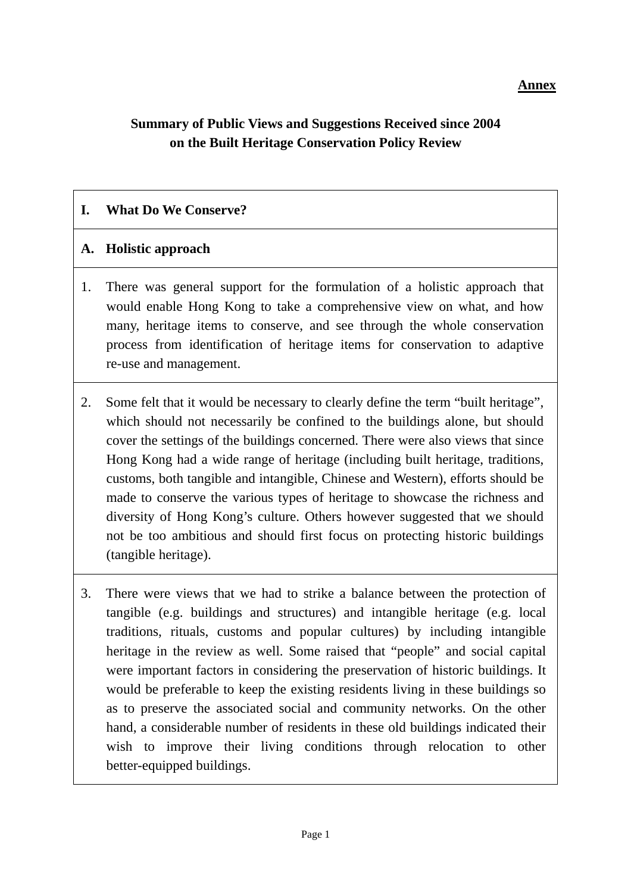**Annex**

## Summary of Public Views and Suggestions Received since 2004 on the Built Heritage Conservation Policy Review

| **I. What Do We Conserve?** |
|---|
| **A. Holistic approach** |
| 1. There was general support for the formulation of a holistic approach that would enable Hong Kong to take a comprehensive view on what, and how many, heritage items to conserve, and see through the whole conservation process from identification of heritage items for conservation to adaptive re-use and management. |
| 2. Some felt that it would be necessary to clearly define the term "built heritage", which should not necessarily be confined to the buildings alone, but should cover the settings of the buildings concerned. There were also views that since Hong Kong had a wide range of heritage (including built heritage, traditions, customs, both tangible and intangible, Chinese and Western), efforts should be made to conserve the various types of heritage to showcase the richness and diversity of Hong Kong's culture. Others however suggested that we should not be too ambitious and should first focus on protecting historic buildings (tangible heritage). |
| 3. There were views that we had to strike a balance between the protection of tangible (e.g. buildings and structures) and intangible heritage (e.g. local traditions, rituals, customs and popular cultures) by including intangible heritage in the review as well. Some raised that "people" and social capital were important factors in considering the preservation of historic buildings. It would be preferable to keep the existing residents living in these buildings so as to preserve the associated social and community networks. On the other hand, a considerable number of residents in these old buildings indicated their wish to improve their living conditions through relocation to other better-equipped buildings. |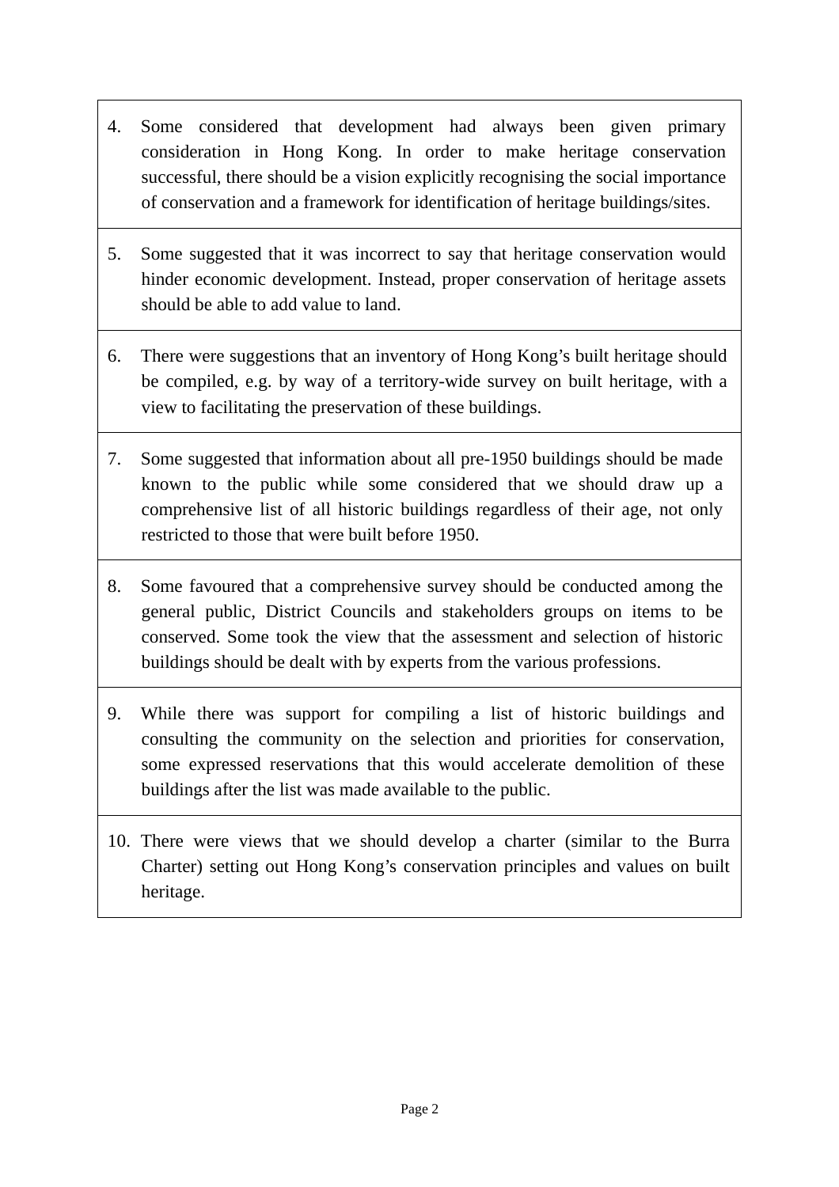4. Some considered that development had always been given primary consideration in Hong Kong. In order to make heritage conservation successful, there should be a vision explicitly recognising the social importance of conservation and a framework for identification of heritage buildings/sites.

5. Some suggested that it was incorrect to say that heritage conservation would hinder economic development. Instead, proper conservation of heritage assets should be able to add value to land.

6. There were suggestions that an inventory of Hong Kong's built heritage should be compiled, e.g. by way of a territory-wide survey on built heritage, with a view to facilitating the preservation of these buildings.

7. Some suggested that information about all pre-1950 buildings should be made known to the public while some considered that we should draw up a comprehensive list of all historic buildings regardless of their age, not only restricted to those that were built before 1950.

8. Some favoured that a comprehensive survey should be conducted among the general public, District Councils and stakeholders groups on items to be conserved. Some took the view that the assessment and selection of historic buildings should be dealt with by experts from the various professions.

9. While there was support for compiling a list of historic buildings and consulting the community on the selection and priorities for conservation, some expressed reservations that this would accelerate demolition of these buildings after the list was made available to the public.

10. There were views that we should develop a charter (similar to the Burra Charter) setting out Hong Kong's conservation principles and values on built heritage.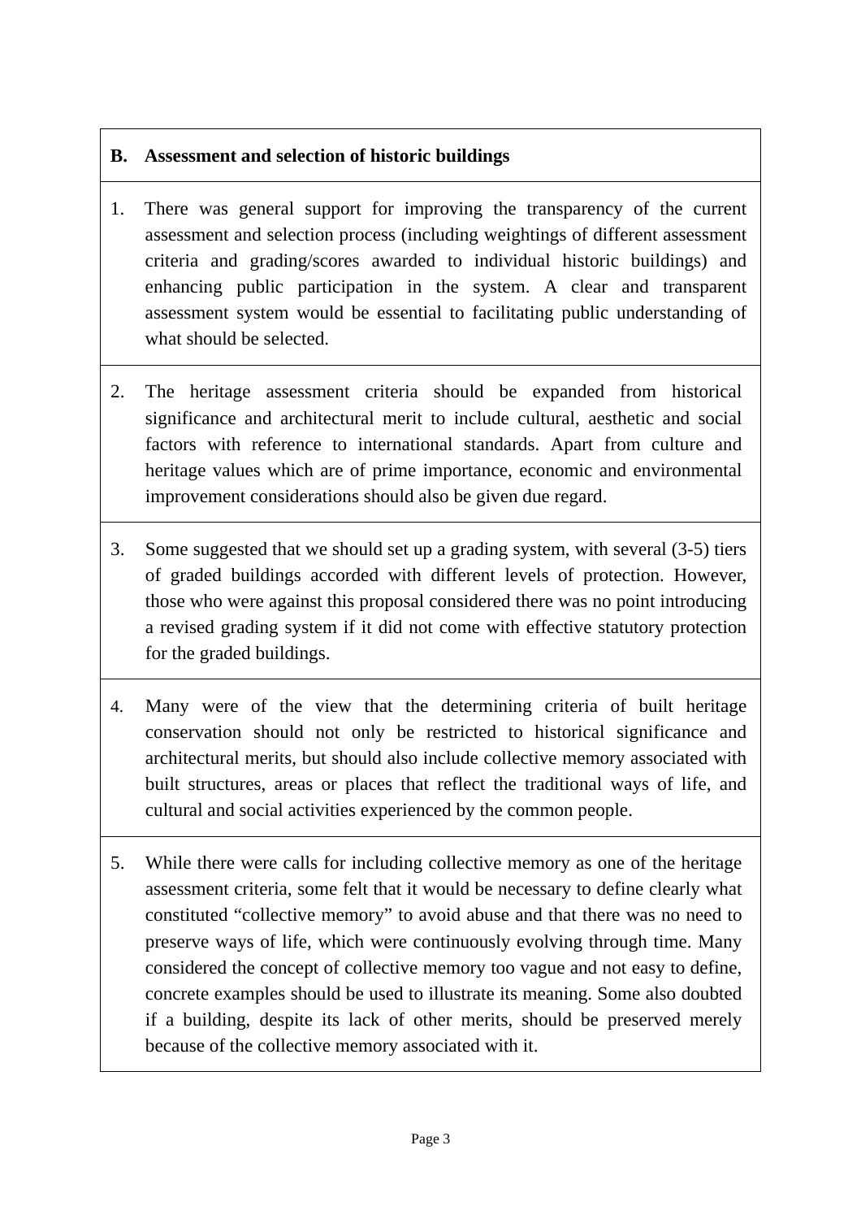| **B. Assessment and selection of historic buildings** |
|---|
| 1. There was general support for improving the transparency of the current assessment and selection process (including weightings of different assessment criteria and grading/scores awarded to individual historic buildings) and enhancing public participation in the system. A clear and transparent assessment system would be essential to facilitating public understanding of what should be selected. |
| 2. The heritage assessment criteria should be expanded from historical significance and architectural merit to include cultural, aesthetic and social factors with reference to international standards. Apart from culture and heritage values which are of prime importance, economic and environmental improvement considerations should also be given due regard. |
| 3. Some suggested that we should set up a grading system, with several (3-5) tiers of graded buildings accorded with different levels of protection. However, those who were against this proposal considered there was no point introducing a revised grading system if it did not come with effective statutory protection for the graded buildings. |
| 4. Many were of the view that the determining criteria of built heritage conservation should not only be restricted to historical significance and architectural merits, but should also include collective memory associated with built structures, areas or places that reflect the traditional ways of life, and cultural and social activities experienced by the common people. |
| 5. While there were calls for including collective memory as one of the heritage assessment criteria, some felt that it would be necessary to define clearly what constituted "collective memory" to avoid abuse and that there was no need to preserve ways of life, which were continuously evolving through time. Many considered the concept of collective memory too vague and not easy to define, concrete examples should be used to illustrate its meaning. Some also doubted if a building, despite its lack of other merits, should be preserved merely because of the collective memory associated with it. |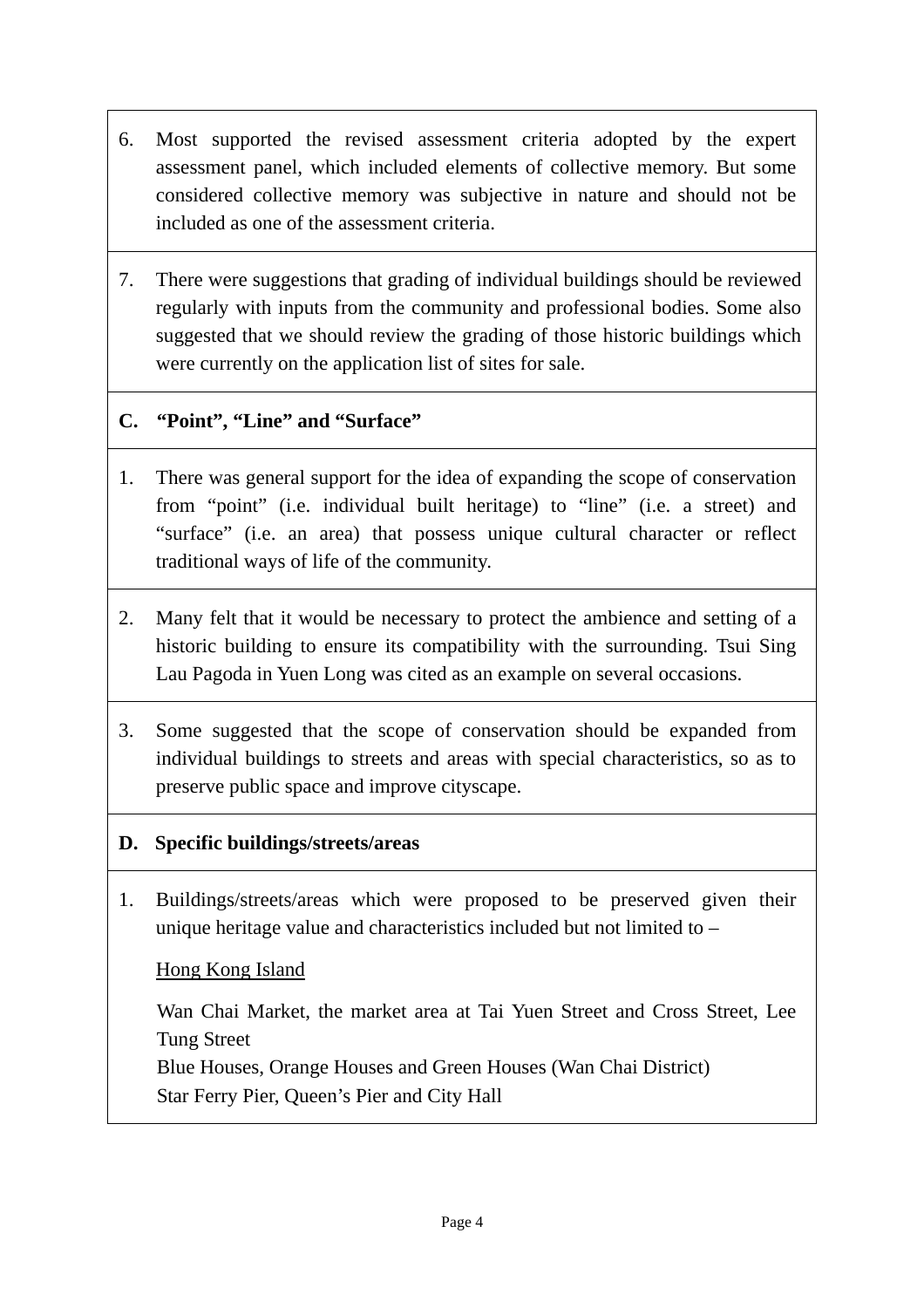6. Most supported the revised assessment criteria adopted by the expert assessment panel, which included elements of collective memory. But some considered collective memory was subjective in nature and should not be included as one of the assessment criteria.

7. There were suggestions that grading of individual buildings should be reviewed regularly with inputs from the community and professional bodies. Some also suggested that we should review the grading of those historic buildings which were currently on the application list of sites for sale.

**C. "Point", "Line" and "Surface"**

1. There was general support for the idea of expanding the scope of conservation from "point" (i.e. individual built heritage) to "line" (i.e. a street) and "surface" (i.e. an area) that possess unique cultural character or reflect traditional ways of life of the community.

2. Many felt that it would be necessary to protect the ambience and setting of a historic building to ensure its compatibility with the surrounding. Tsui Sing Lau Pagoda in Yuen Long was cited as an example on several occasions.

3. Some suggested that the scope of conservation should be expanded from individual buildings to streets and areas with special characteristics, so as to preserve public space and improve cityscape.

**D. Specific buildings/streets/areas**

1. Buildings/streets/areas which were proposed to be preserved given their unique heritage value and characteristics included but not limited to –

   <u>Hong Kong Island</u>

   Wan Chai Market, the market area at Tai Yuen Street and Cross Street, Lee Tung Street
   Blue Houses, Orange Houses and Green Houses (Wan Chai District)
   Star Ferry Pier, Queen's Pier and City Hall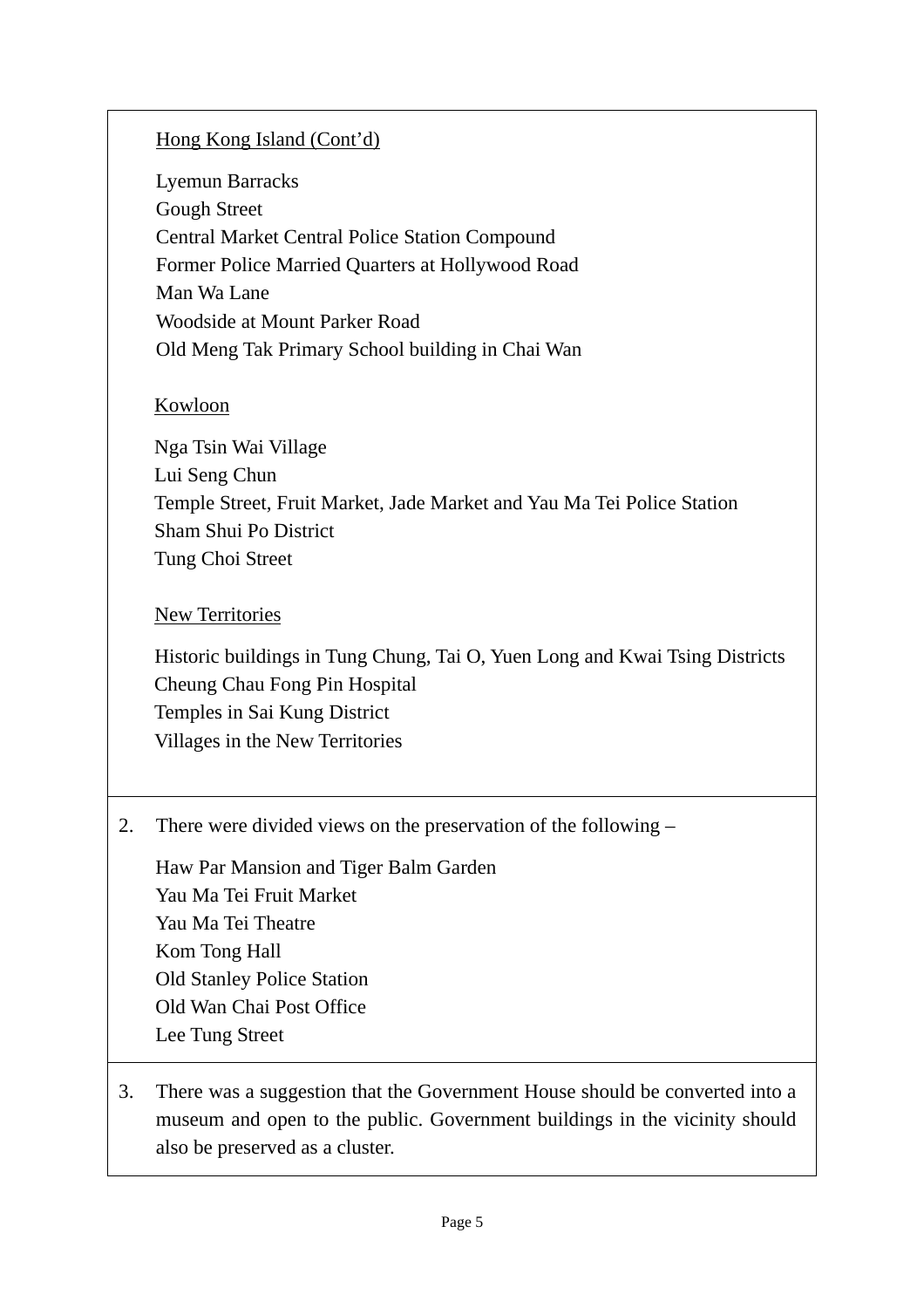Hong Kong Island (Cont'd)

Lyemun Barracks
Gough Street
Central Market Central Police Station Compound
Former Police Married Quarters at Hollywood Road
Man Wa Lane
Woodside at Mount Parker Road
Old Meng Tak Primary School building in Chai Wan

Kowloon

Nga Tsin Wai Village
Lui Seng Chun
Temple Street, Fruit Market, Jade Market and Yau Ma Tei Police Station
Sham Shui Po District
Tung Choi Street

New Territories

Historic buildings in Tung Chung, Tai O, Yuen Long and Kwai Tsing Districts
Cheung Chau Fong Pin Hospital
Temples in Sai Kung District
Villages in the New Territories

2. There were divided views on the preservation of the following –

Haw Par Mansion and Tiger Balm Garden
Yau Ma Tei Fruit Market
Yau Ma Tei Theatre
Kom Tong Hall
Old Stanley Police Station
Old Wan Chai Post Office
Lee Tung Street

3. There was a suggestion that the Government House should be converted into a museum and open to the public. Government buildings in the vicinity should also be preserved as a cluster.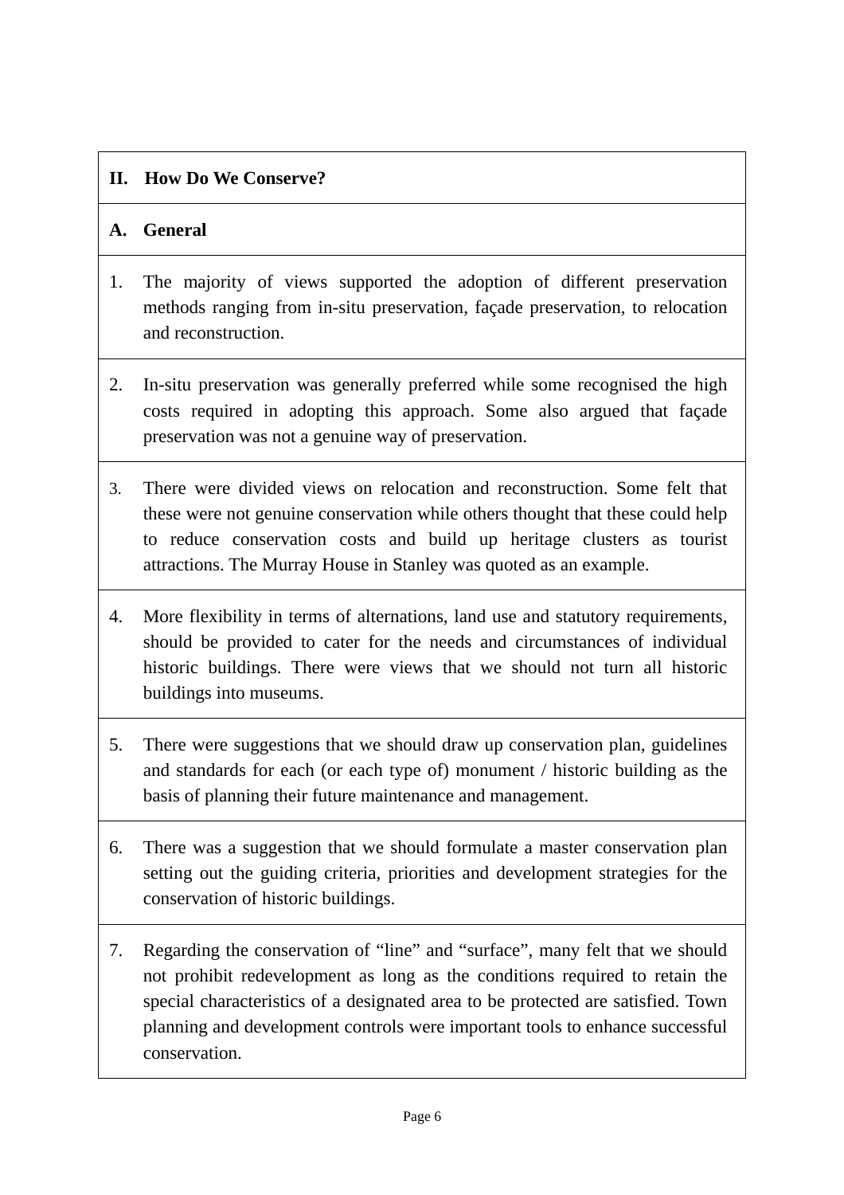## II. How Do We Conserve?

### A. General

1. The majority of views supported the adoption of different preservation methods ranging from in-situ preservation, façade preservation, to relocation and reconstruction.

2. In-situ preservation was generally preferred while some recognised the high costs required in adopting this approach. Some also argued that façade preservation was not a genuine way of preservation.

3. There were divided views on relocation and reconstruction. Some felt that these were not genuine conservation while others thought that these could help to reduce conservation costs and build up heritage clusters as tourist attractions. The Murray House in Stanley was quoted as an example.

4. More flexibility in terms of alternations, land use and statutory requirements, should be provided to cater for the needs and circumstances of individual historic buildings. There were views that we should not turn all historic buildings into museums.

5. There were suggestions that we should draw up conservation plan, guidelines and standards for each (or each type of) monument / historic building as the basis of planning their future maintenance and management.

6. There was a suggestion that we should formulate a master conservation plan setting out the guiding criteria, priorities and development strategies for the conservation of historic buildings.

7. Regarding the conservation of "line" and "surface", many felt that we should not prohibit redevelopment as long as the conditions required to retain the special characteristics of a designated area to be protected are satisfied. Town planning and development controls were important tools to enhance successful conservation.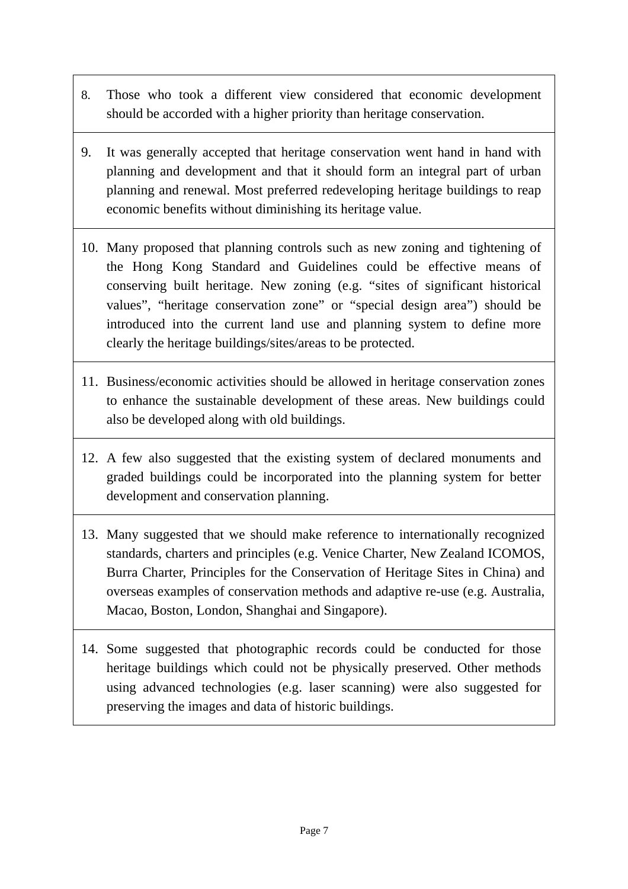8. Those who took a different view considered that economic development should be accorded with a higher priority than heritage conservation.

9. It was generally accepted that heritage conservation went hand in hand with planning and development and that it should form an integral part of urban planning and renewal. Most preferred redeveloping heritage buildings to reap economic benefits without diminishing its heritage value.

10. Many proposed that planning controls such as new zoning and tightening of the Hong Kong Standard and Guidelines could be effective means of conserving built heritage. New zoning (e.g. "sites of significant historical values", "heritage conservation zone" or "special design area") should be introduced into the current land use and planning system to define more clearly the heritage buildings/sites/areas to be protected.

11. Business/economic activities should be allowed in heritage conservation zones to enhance the sustainable development of these areas. New buildings could also be developed along with old buildings.

12. A few also suggested that the existing system of declared monuments and graded buildings could be incorporated into the planning system for better development and conservation planning.

13. Many suggested that we should make reference to internationally recognized standards, charters and principles (e.g. Venice Charter, New Zealand ICOMOS, Burra Charter, Principles for the Conservation of Heritage Sites in China) and overseas examples of conservation methods and adaptive re-use (e.g. Australia, Macao, Boston, London, Shanghai and Singapore).

14. Some suggested that photographic records could be conducted for those heritage buildings which could not be physically preserved. Other methods using advanced technologies (e.g. laser scanning) were also suggested for preserving the images and data of historic buildings.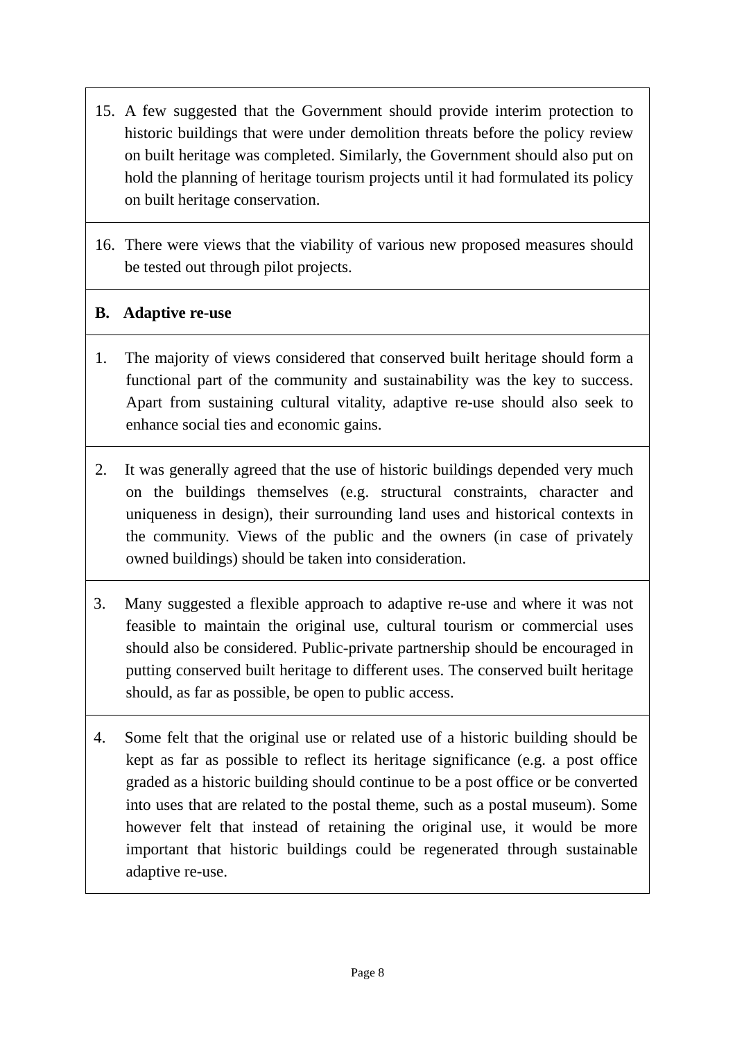15. A few suggested that the Government should provide interim protection to historic buildings that were under demolition threats before the policy review on built heritage was completed. Similarly, the Government should also put on hold the planning of heritage tourism projects until it had formulated its policy on built heritage conservation.

16. There were views that the viability of various new proposed measures should be tested out through pilot projects.

**B. Adaptive re-use**

1. The majority of views considered that conserved built heritage should form a functional part of the community and sustainability was the key to success. Apart from sustaining cultural vitality, adaptive re-use should also seek to enhance social ties and economic gains.

2. It was generally agreed that the use of historic buildings depended very much on the buildings themselves (e.g. structural constraints, character and uniqueness in design), their surrounding land uses and historical contexts in the community. Views of the public and the owners (in case of privately owned buildings) should be taken into consideration.

3. Many suggested a flexible approach to adaptive re-use and where it was not feasible to maintain the original use, cultural tourism or commercial uses should also be considered. Public-private partnership should be encouraged in putting conserved built heritage to different uses. The conserved built heritage should, as far as possible, be open to public access.

4. Some felt that the original use or related use of a historic building should be kept as far as possible to reflect its heritage significance (e.g. a post office graded as a historic building should continue to be a post office or be converted into uses that are related to the postal theme, such as a postal museum). Some however felt that instead of retaining the original use, it would be more important that historic buildings could be regenerated through sustainable adaptive re-use.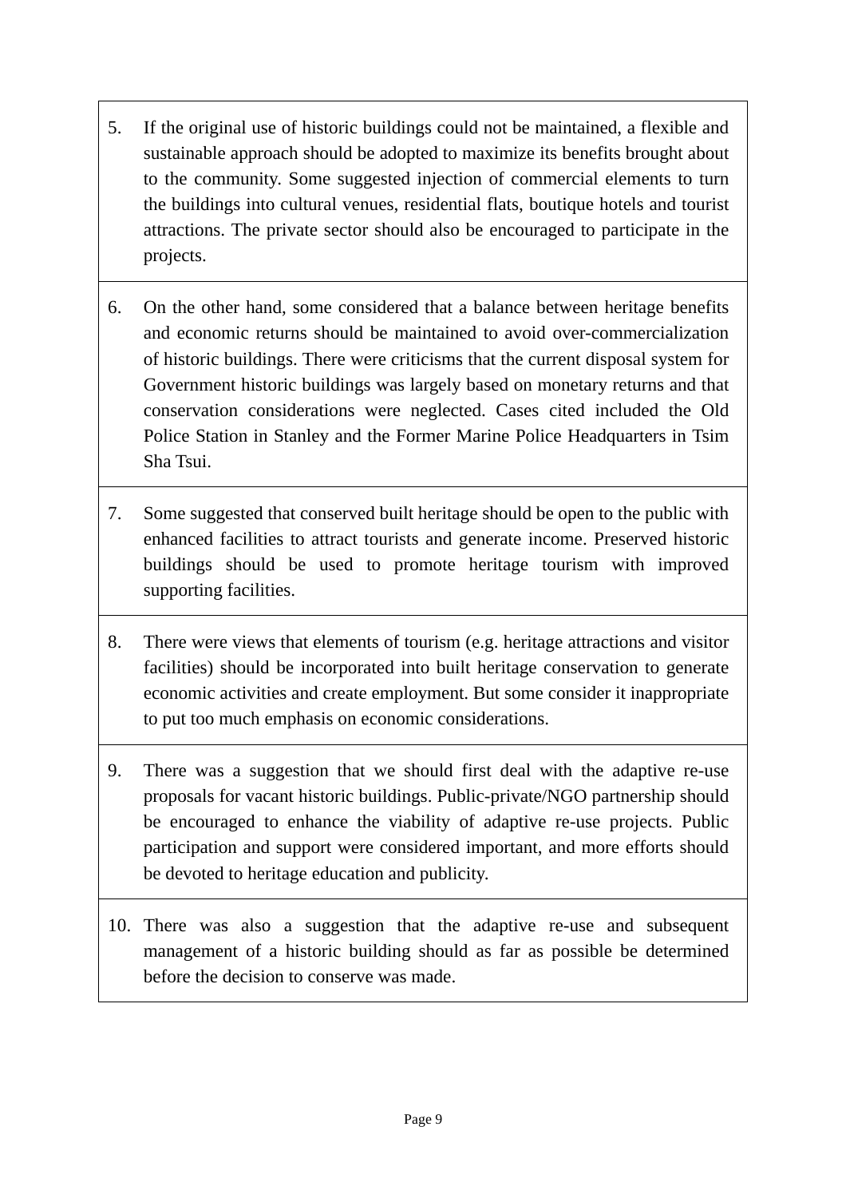| | |
|---|---|
| 5. | If the original use of historic buildings could not be maintained, a flexible and sustainable approach should be adopted to maximize its benefits brought about to the community. Some suggested injection of commercial elements to turn the buildings into cultural venues, residential flats, boutique hotels and tourist attractions. The private sector should also be encouraged to participate in the projects. |
| 6. | On the other hand, some considered that a balance between heritage benefits and economic returns should be maintained to avoid over-commercialization of historic buildings. There were criticisms that the current disposal system for Government historic buildings was largely based on monetary returns and that conservation considerations were neglected. Cases cited included the Old Police Station in Stanley and the Former Marine Police Headquarters in Tsim Sha Tsui. |
| 7. | Some suggested that conserved built heritage should be open to the public with enhanced facilities to attract tourists and generate income. Preserved historic buildings should be used to promote heritage tourism with improved supporting facilities. |
| 8. | There were views that elements of tourism (e.g. heritage attractions and visitor facilities) should be incorporated into built heritage conservation to generate economic activities and create employment. But some consider it inappropriate to put too much emphasis on economic considerations. |
| 9. | There was a suggestion that we should first deal with the adaptive re-use proposals for vacant historic buildings. Public-private/NGO partnership should be encouraged to enhance the viability of adaptive re-use projects. Public participation and support were considered important, and more efforts should be devoted to heritage education and publicity. |
| 10. | There was also a suggestion that the adaptive re-use and subsequent management of a historic building should as far as possible be determined before the decision to conserve was made. |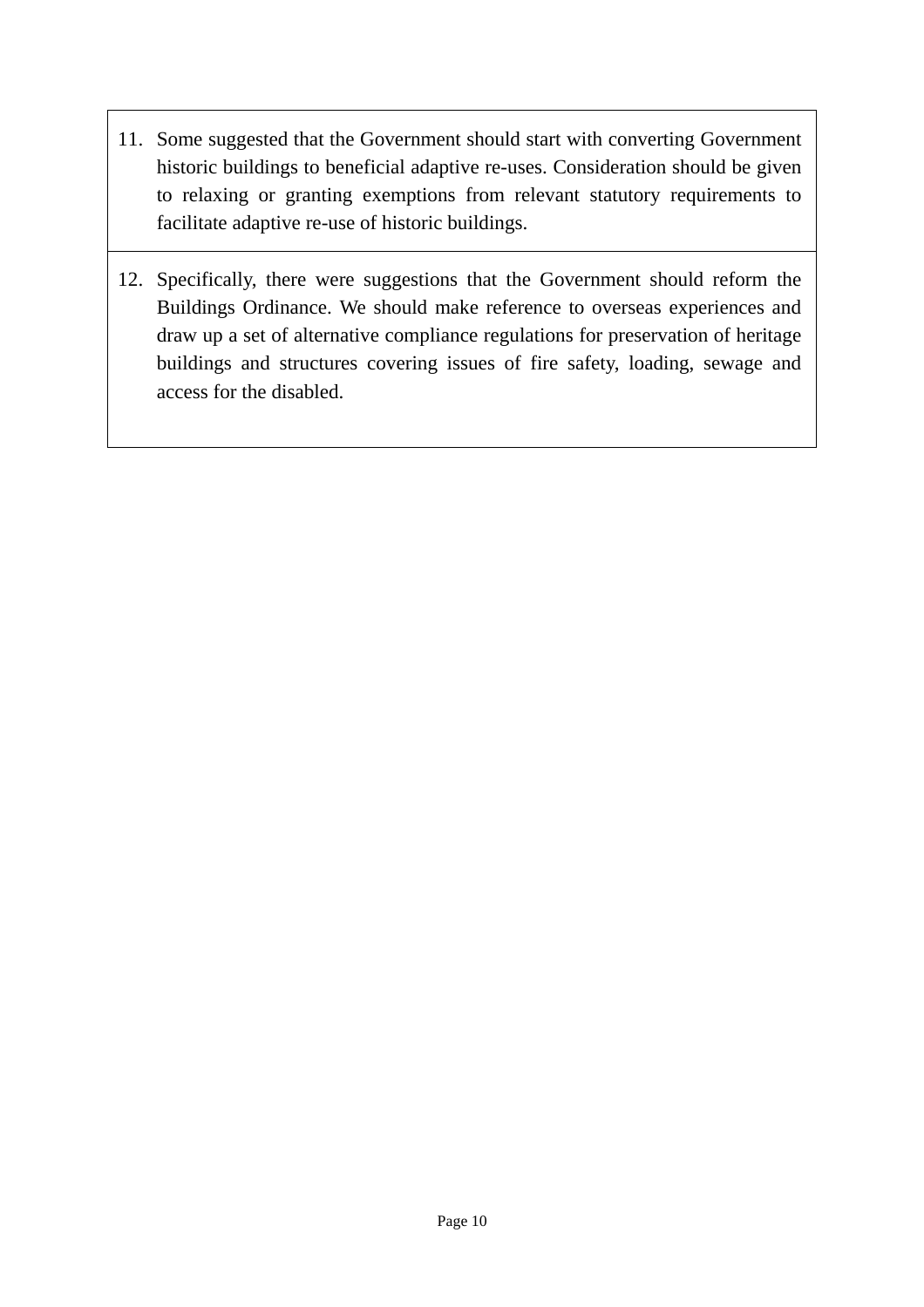| |
|---|
| 11. Some suggested that the Government should start with converting Government historic buildings to beneficial adaptive re-uses. Consideration should be given to relaxing or granting exemptions from relevant statutory requirements to facilitate adaptive re-use of historic buildings. |
| 12. Specifically, there were suggestions that the Government should reform the Buildings Ordinance. We should make reference to overseas experiences and draw up a set of alternative compliance regulations for preservation of heritage buildings and structures covering issues of fire safety, loading, sewage and access for the disabled. |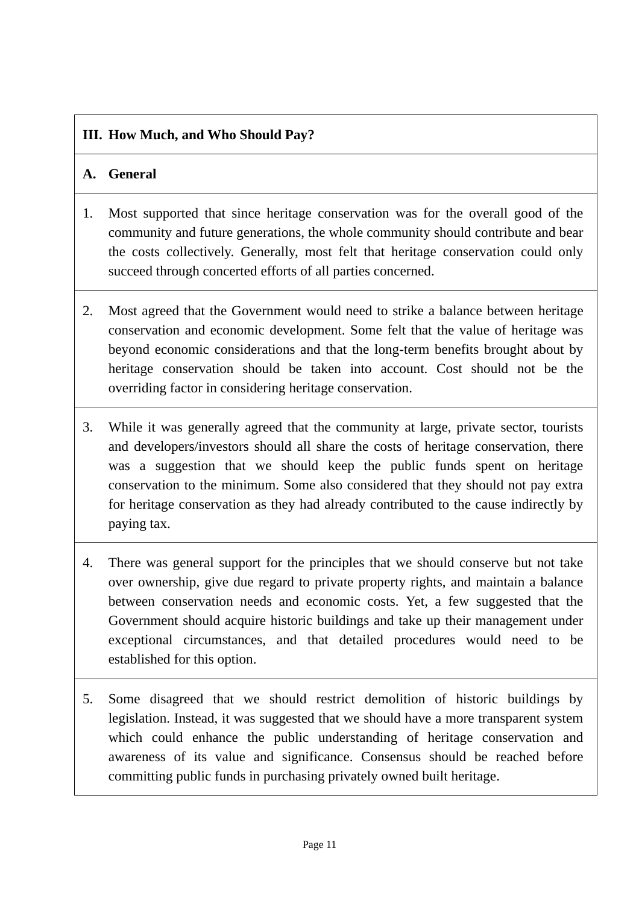## III. How Much, and Who Should Pay?

### A. General

1. Most supported that since heritage conservation was for the overall good of the community and future generations, the whole community should contribute and bear the costs collectively. Generally, most felt that heritage conservation could only succeed through concerted efforts of all parties concerned.

2. Most agreed that the Government would need to strike a balance between heritage conservation and economic development. Some felt that the value of heritage was beyond economic considerations and that the long-term benefits brought about by heritage conservation should be taken into account. Cost should not be the overriding factor in considering heritage conservation.

3. While it was generally agreed that the community at large, private sector, tourists and developers/investors should all share the costs of heritage conservation, there was a suggestion that we should keep the public funds spent on heritage conservation to the minimum. Some also considered that they should not pay extra for heritage conservation as they had already contributed to the cause indirectly by paying tax.

4. There was general support for the principles that we should conserve but not take over ownership, give due regard to private property rights, and maintain a balance between conservation needs and economic costs. Yet, a few suggested that the Government should acquire historic buildings and take up their management under exceptional circumstances, and that detailed procedures would need to be established for this option.

5. Some disagreed that we should restrict demolition of historic buildings by legislation. Instead, it was suggested that we should have a more transparent system which could enhance the public understanding of heritage conservation and awareness of its value and significance. Consensus should be reached before committing public funds in purchasing privately owned built heritage.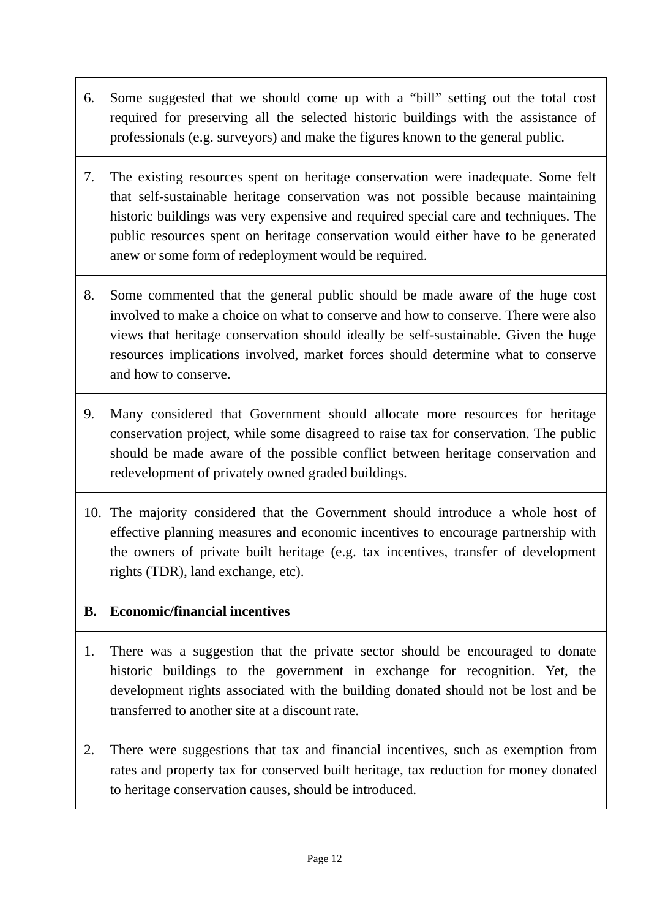| | |
|---|---|
| 6. | Some suggested that we should come up with a "bill" setting out the total cost required for preserving all the selected historic buildings with the assistance of professionals (e.g. surveyors) and make the figures known to the general public. |
| 7. | The existing resources spent on heritage conservation were inadequate. Some felt that self-sustainable heritage conservation was not possible because maintaining historic buildings was very expensive and required special care and techniques. The public resources spent on heritage conservation would either have to be generated anew or some form of redeployment would be required. |
| 8. | Some commented that the general public should be made aware of the huge cost involved to make a choice on what to conserve and how to conserve. There were also views that heritage conservation should ideally be self-sustainable. Given the huge resources implications involved, market forces should determine what to conserve and how to conserve. |
| 9. | Many considered that Government should allocate more resources for heritage conservation project, while some disagreed to raise tax for conservation. The public should be made aware of the possible conflict between heritage conservation and redevelopment of privately owned graded buildings. |
| 10. | The majority considered that the Government should introduce a whole host of effective planning measures and economic incentives to encourage partnership with the owners of private built heritage (e.g. tax incentives, transfer of development rights (TDR), land exchange, etc). |
| **B.** | **Economic/financial incentives** |
| 1. | There was a suggestion that the private sector should be encouraged to donate historic buildings to the government in exchange for recognition. Yet, the development rights associated with the building donated should not be lost and be transferred to another site at a discount rate. |
| 2. | There were suggestions that tax and financial incentives, such as exemption from rates and property tax for conserved built heritage, tax reduction for money donated to heritage conservation causes, should be introduced. |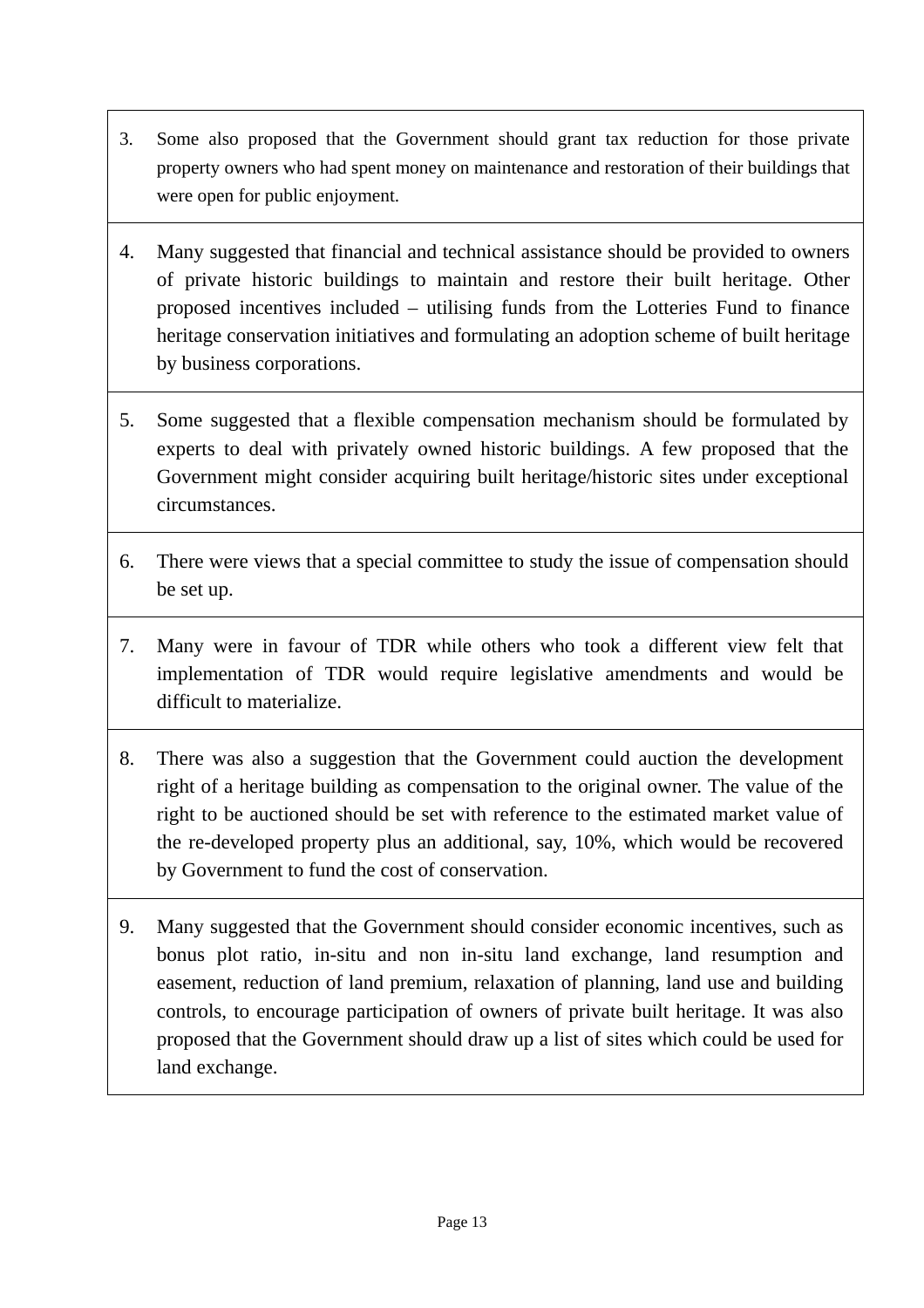3. Some also proposed that the Government should grant tax reduction for those private property owners who had spent money on maintenance and restoration of their buildings that were open for public enjoyment.

4. Many suggested that financial and technical assistance should be provided to owners of private historic buildings to maintain and restore their built heritage. Other proposed incentives included – utilising funds from the Lotteries Fund to finance heritage conservation initiatives and formulating an adoption scheme of built heritage by business corporations.

5. Some suggested that a flexible compensation mechanism should be formulated by experts to deal with privately owned historic buildings. A few proposed that the Government might consider acquiring built heritage/historic sites under exceptional circumstances.

6. There were views that a special committee to study the issue of compensation should be set up.

7. Many were in favour of TDR while others who took a different view felt that implementation of TDR would require legislative amendments and would be difficult to materialize.

8. There was also a suggestion that the Government could auction the development right of a heritage building as compensation to the original owner. The value of the right to be auctioned should be set with reference to the estimated market value of the re-developed property plus an additional, say, 10%, which would be recovered by Government to fund the cost of conservation.

9. Many suggested that the Government should consider economic incentives, such as bonus plot ratio, in-situ and non in-situ land exchange, land resumption and easement, reduction of land premium, relaxation of planning, land use and building controls, to encourage participation of owners of private built heritage. It was also proposed that the Government should draw up a list of sites which could be used for land exchange.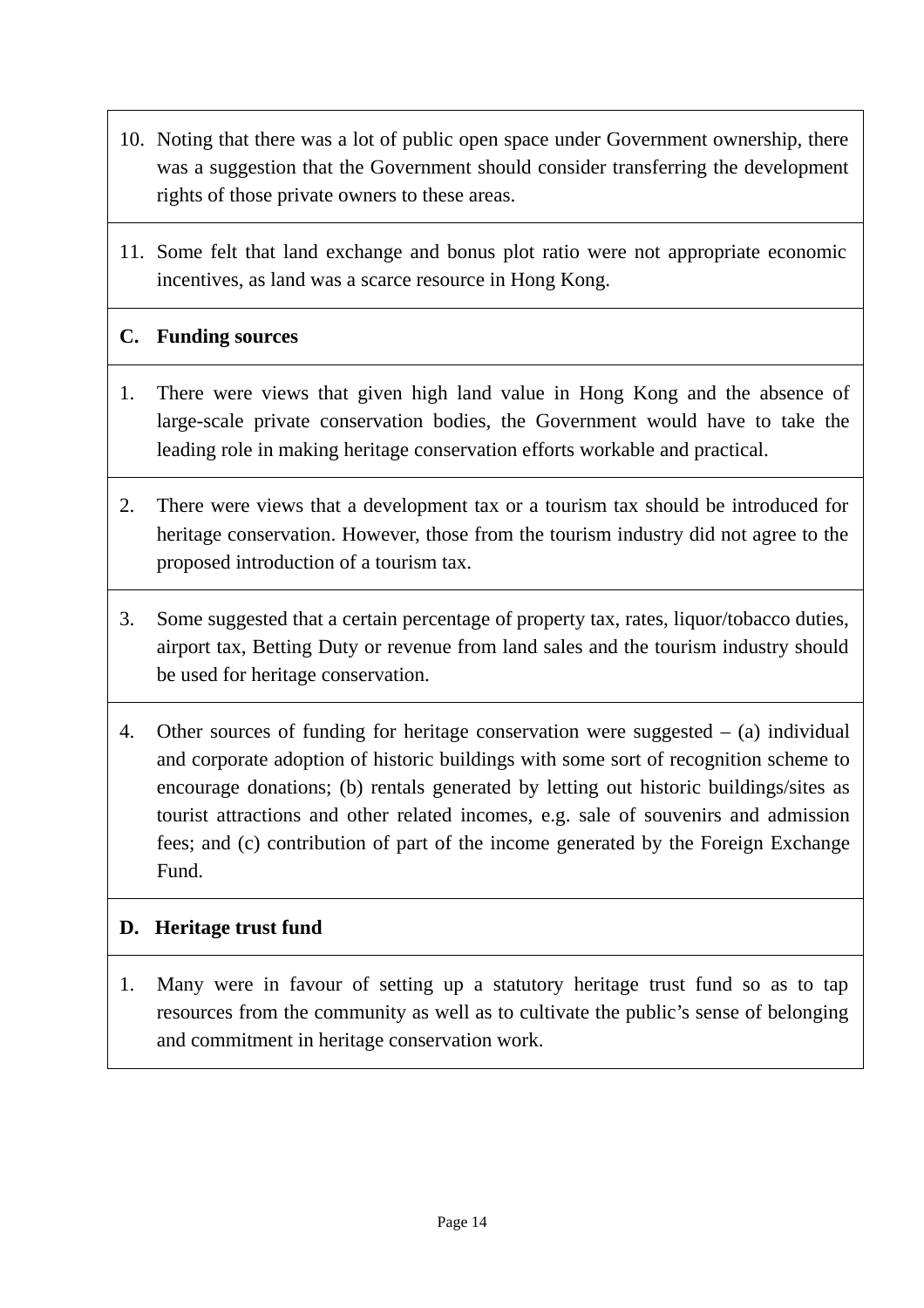10. Noting that there was a lot of public open space under Government ownership, there was a suggestion that the Government should consider transferring the development rights of those private owners to these areas.

11. Some felt that land exchange and bonus plot ratio were not appropriate economic incentives, as land was a scarce resource in Hong Kong.

**C. Funding sources**

1. There were views that given high land value in Hong Kong and the absence of large-scale private conservation bodies, the Government would have to take the leading role in making heritage conservation efforts workable and practical.

2. There were views that a development tax or a tourism tax should be introduced for heritage conservation. However, those from the tourism industry did not agree to the proposed introduction of a tourism tax.

3. Some suggested that a certain percentage of property tax, rates, liquor/tobacco duties, airport tax, Betting Duty or revenue from land sales and the tourism industry should be used for heritage conservation.

4. Other sources of funding for heritage conservation were suggested – (a) individual and corporate adoption of historic buildings with some sort of recognition scheme to encourage donations; (b) rentals generated by letting out historic buildings/sites as tourist attractions and other related incomes, e.g. sale of souvenirs and admission fees; and (c) contribution of part of the income generated by the Foreign Exchange Fund.

**D. Heritage trust fund**

1. Many were in favour of setting up a statutory heritage trust fund so as to tap resources from the community as well as to cultivate the public's sense of belonging and commitment in heritage conservation work.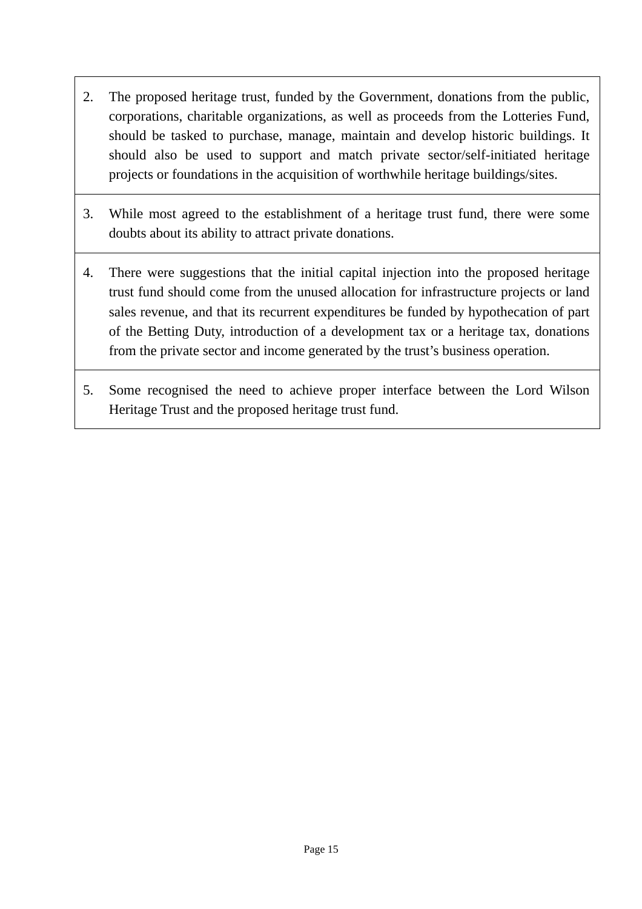2. The proposed heritage trust, funded by the Government, donations from the public, corporations, charitable organizations, as well as proceeds from the Lotteries Fund, should be tasked to purchase, manage, maintain and develop historic buildings. It should also be used to support and match private sector/self-initiated heritage projects or foundations in the acquisition of worthwhile heritage buildings/sites.

3. While most agreed to the establishment of a heritage trust fund, there were some doubts about its ability to attract private donations.

4. There were suggestions that the initial capital injection into the proposed heritage trust fund should come from the unused allocation for infrastructure projects or land sales revenue, and that its recurrent expenditures be funded by hypothecation of part of the Betting Duty, introduction of a development tax or a heritage tax, donations from the private sector and income generated by the trust's business operation.

5. Some recognised the need to achieve proper interface between the Lord Wilson Heritage Trust and the proposed heritage trust fund.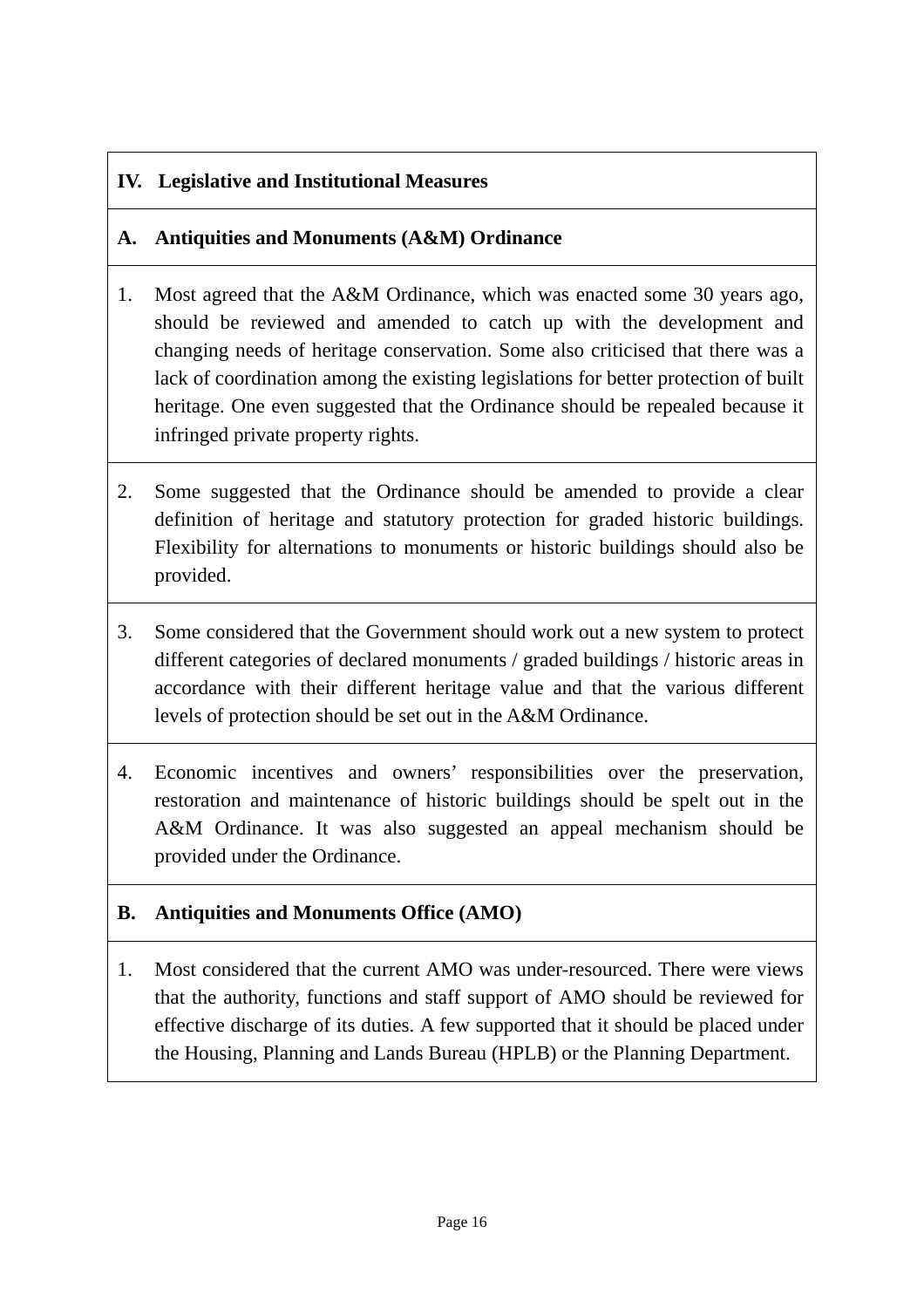## IV. Legislative and Institutional Measures

### A. Antiquities and Monuments (A&M) Ordinance

1. Most agreed that the A&M Ordinance, which was enacted some 30 years ago, should be reviewed and amended to catch up with the development and changing needs of heritage conservation. Some also criticised that there was a lack of coordination among the existing legislations for better protection of built heritage. One even suggested that the Ordinance should be repealed because it infringed private property rights.

2. Some suggested that the Ordinance should be amended to provide a clear definition of heritage and statutory protection for graded historic buildings. Flexibility for alternations to monuments or historic buildings should also be provided.

3. Some considered that the Government should work out a new system to protect different categories of declared monuments / graded buildings / historic areas in accordance with their different heritage value and that the various different levels of protection should be set out in the A&M Ordinance.

4. Economic incentives and owners' responsibilities over the preservation, restoration and maintenance of historic buildings should be spelt out in the A&M Ordinance. It was also suggested an appeal mechanism should be provided under the Ordinance.

### B. Antiquities and Monuments Office (AMO)

1. Most considered that the current AMO was under-resourced. There were views that the authority, functions and staff support of AMO should be reviewed for effective discharge of its duties. A few supported that it should be placed under the Housing, Planning and Lands Bureau (HPLB) or the Planning Department.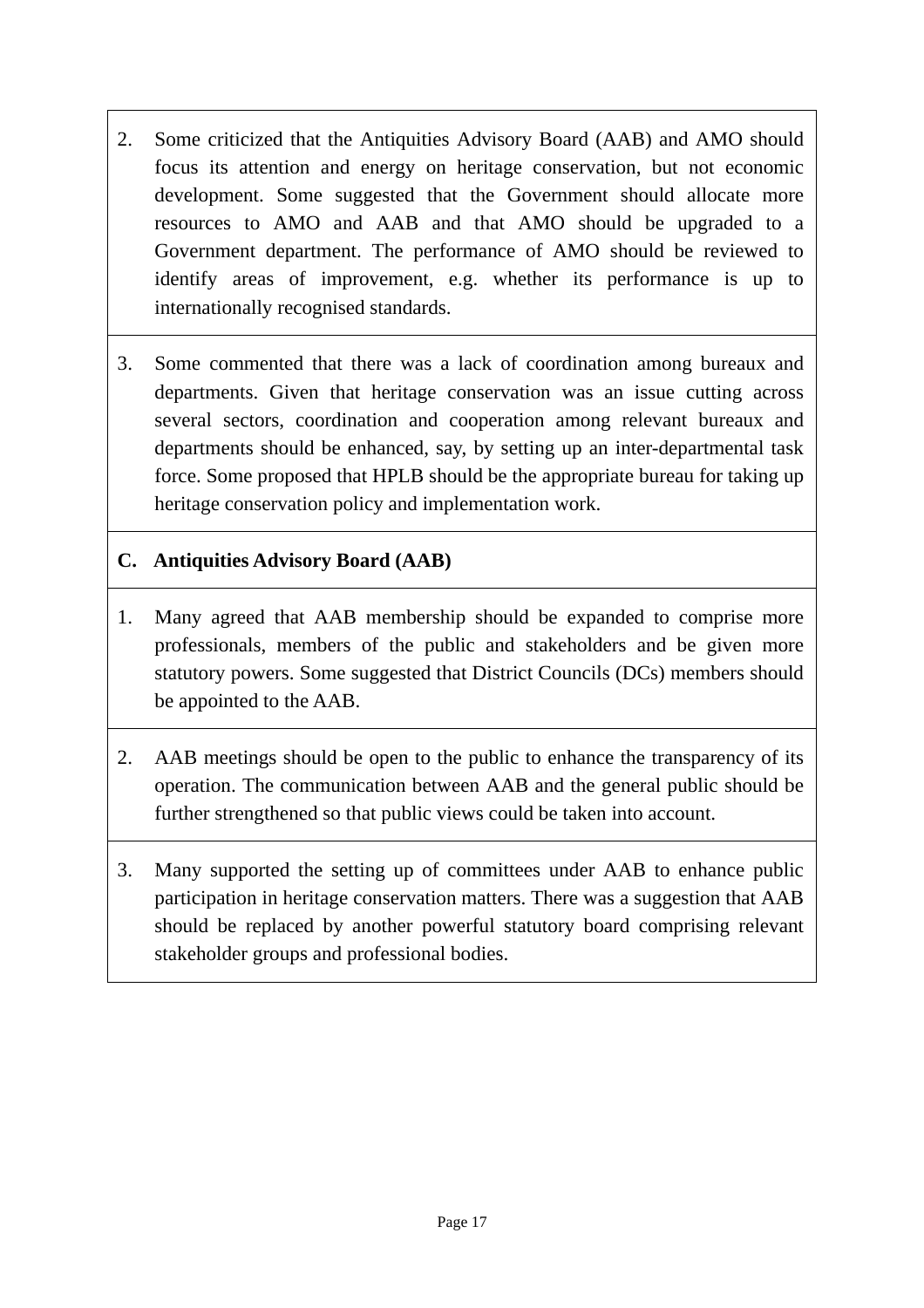| |
|---|
| 2. Some criticized that the Antiquities Advisory Board (AAB) and AMO should focus its attention and energy on heritage conservation, but not economic development. Some suggested that the Government should allocate more resources to AMO and AAB and that AMO should be upgraded to a Government department. The performance of AMO should be reviewed to identify areas of improvement, e.g. whether its performance is up to internationally recognised standards. |
| 3. Some commented that there was a lack of coordination among bureaux and departments. Given that heritage conservation was an issue cutting across several sectors, coordination and cooperation among relevant bureaux and departments should be enhanced, say, by setting up an inter-departmental task force. Some proposed that HPLB should be the appropriate bureau for taking up heritage conservation policy and implementation work. |
| **C. Antiquities Advisory Board (AAB)** |
| 1. Many agreed that AAB membership should be expanded to comprise more professionals, members of the public and stakeholders and be given more statutory powers. Some suggested that District Councils (DCs) members should be appointed to the AAB. |
| 2. AAB meetings should be open to the public to enhance the transparency of its operation. The communication between AAB and the general public should be further strengthened so that public views could be taken into account. |
| 3. Many supported the setting up of committees under AAB to enhance public participation in heritage conservation matters. There was a suggestion that AAB should be replaced by another powerful statutory board comprising relevant stakeholder groups and professional bodies. |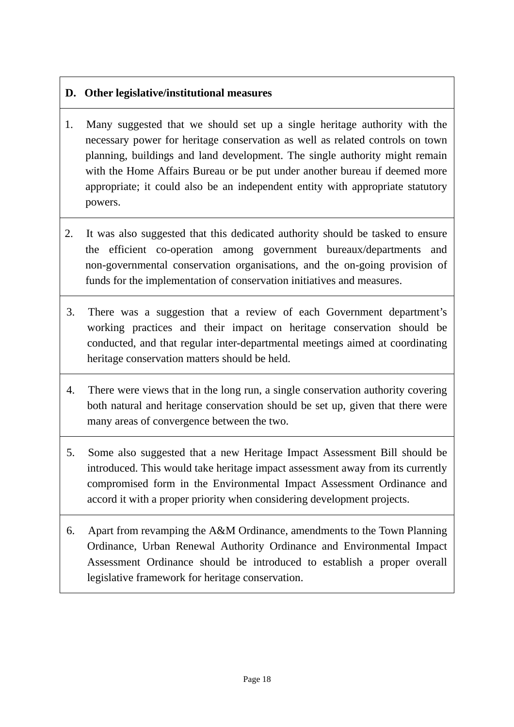| D. Other legislative/institutional measures |
|---|
| 1. Many suggested that we should set up a single heritage authority with the necessary power for heritage conservation as well as related controls on town planning, buildings and land development. The single authority might remain with the Home Affairs Bureau or be put under another bureau if deemed more appropriate; it could also be an independent entity with appropriate statutory powers. |
| 2. It was also suggested that this dedicated authority should be tasked to ensure the efficient co-operation among government bureaux/departments and non-governmental conservation organisations, and the on-going provision of funds for the implementation of conservation initiatives and measures. |
| 3. There was a suggestion that a review of each Government department's working practices and their impact on heritage conservation should be conducted, and that regular inter-departmental meetings aimed at coordinating heritage conservation matters should be held. |
| 4. There were views that in the long run, a single conservation authority covering both natural and heritage conservation should be set up, given that there were many areas of convergence between the two. |
| 5. Some also suggested that a new Heritage Impact Assessment Bill should be introduced. This would take heritage impact assessment away from its currently compromised form in the Environmental Impact Assessment Ordinance and accord it with a proper priority when considering development projects. |
| 6. Apart from revamping the A&M Ordinance, amendments to the Town Planning Ordinance, Urban Renewal Authority Ordinance and Environmental Impact Assessment Ordinance should be introduced to establish a proper overall legislative framework for heritage conservation. |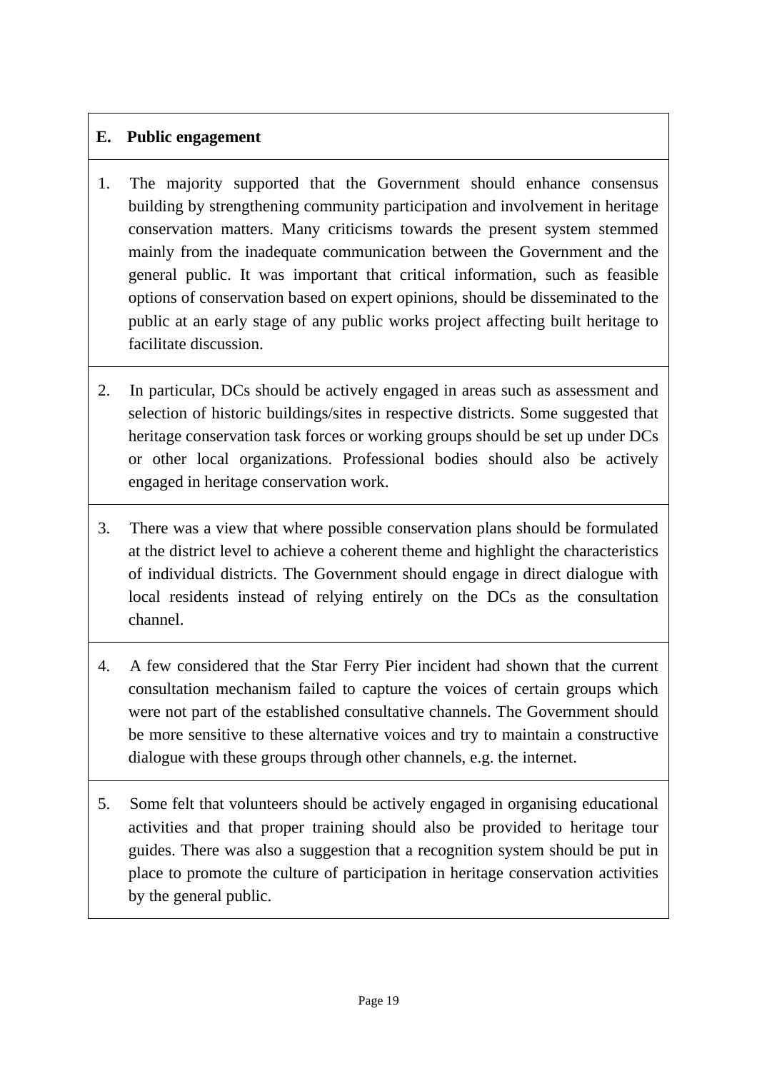## E. Public engagement

1. The majority supported that the Government should enhance consensus building by strengthening community participation and involvement in heritage conservation matters. Many criticisms towards the present system stemmed mainly from the inadequate communication between the Government and the general public. It was important that critical information, such as feasible options of conservation based on expert opinions, should be disseminated to the public at an early stage of any public works project affecting built heritage to facilitate discussion.

2. In particular, DCs should be actively engaged in areas such as assessment and selection of historic buildings/sites in respective districts. Some suggested that heritage conservation task forces or working groups should be set up under DCs or other local organizations. Professional bodies should also be actively engaged in heritage conservation work.

3. There was a view that where possible conservation plans should be formulated at the district level to achieve a coherent theme and highlight the characteristics of individual districts. The Government should engage in direct dialogue with local residents instead of relying entirely on the DCs as the consultation channel.

4. A few considered that the Star Ferry Pier incident had shown that the current consultation mechanism failed to capture the voices of certain groups which were not part of the established consultative channels. The Government should be more sensitive to these alternative voices and try to maintain a constructive dialogue with these groups through other channels, e.g. the internet.

5. Some felt that volunteers should be actively engaged in organising educational activities and that proper training should also be provided to heritage tour guides. There was also a suggestion that a recognition system should be put in place to promote the culture of participation in heritage conservation activities by the general public.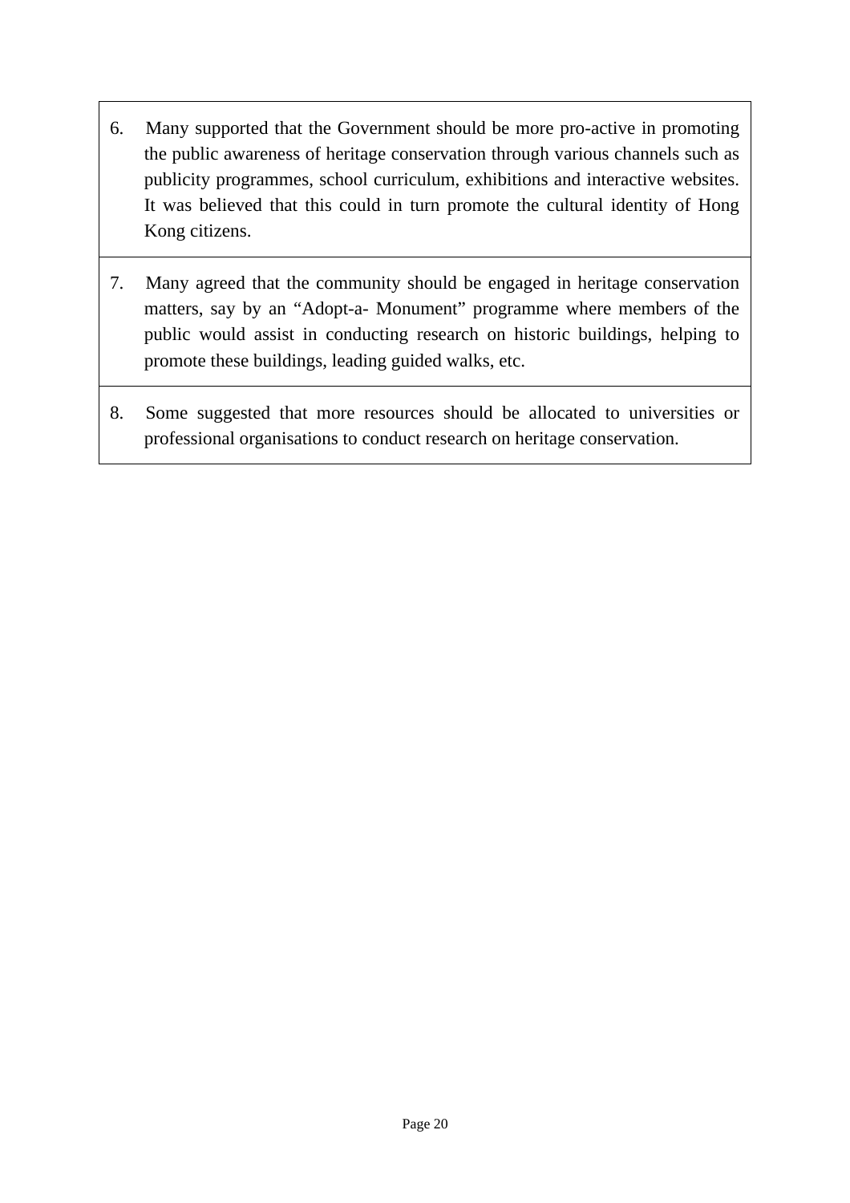| |
|---|
| 6. Many supported that the Government should be more pro-active in promoting the public awareness of heritage conservation through various channels such as publicity programmes, school curriculum, exhibitions and interactive websites. It was believed that this could in turn promote the cultural identity of Hong Kong citizens. |
| 7. Many agreed that the community should be engaged in heritage conservation matters, say by an "Adopt-a- Monument" programme where members of the public would assist in conducting research on historic buildings, helping to promote these buildings, leading guided walks, etc. |
| 8. Some suggested that more resources should be allocated to universities or professional organisations to conduct research on heritage conservation. |